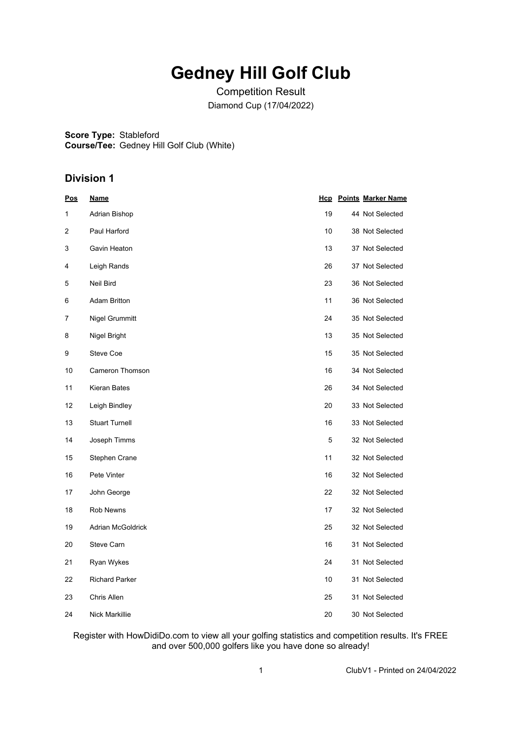# Gedney Hill Golf Club

Competition Result

Diamond Cup (17/04/2022)

**Score Type:** Stableford
**Course/Tee:** Gedney Hill Golf Club (White)

## Division 1

| Pos | Name | Hcp | Points | Marker Name |
|---|---|---|---|---|
| 1 | Adrian Bishop | 19 | 44 | Not Selected |
| 2 | Paul Harford | 10 | 38 | Not Selected |
| 3 | Gavin Heaton | 13 | 37 | Not Selected |
| 4 | Leigh Rands | 26 | 37 | Not Selected |
| 5 | Neil Bird | 23 | 36 | Not Selected |
| 6 | Adam Britton | 11 | 36 | Not Selected |
| 7 | Nigel Grummitt | 24 | 35 | Not Selected |
| 8 | Nigel Bright | 13 | 35 | Not Selected |
| 9 | Steve Coe | 15 | 35 | Not Selected |
| 10 | Cameron Thomson | 16 | 34 | Not Selected |
| 11 | Kieran Bates | 26 | 34 | Not Selected |
| 12 | Leigh Bindley | 20 | 33 | Not Selected |
| 13 | Stuart Turnell | 16 | 33 | Not Selected |
| 14 | Joseph Timms | 5 | 32 | Not Selected |
| 15 | Stephen Crane | 11 | 32 | Not Selected |
| 16 | Pete Vinter | 16 | 32 | Not Selected |
| 17 | John George | 22 | 32 | Not Selected |
| 18 | Rob Newns | 17 | 32 | Not Selected |
| 19 | Adrian McGoldrick | 25 | 32 | Not Selected |
| 20 | Steve Carn | 16 | 31 | Not Selected |
| 21 | Ryan Wykes | 24 | 31 | Not Selected |
| 22 | Richard Parker | 10 | 31 | Not Selected |
| 23 | Chris Allen | 25 | 31 | Not Selected |
| 24 | Nick Markillie | 20 | 30 | Not Selected |

Register with HowDidiDo.com to view all your golfing statistics and competition results. It's FREE and over 500,000 golfers like you have done so already!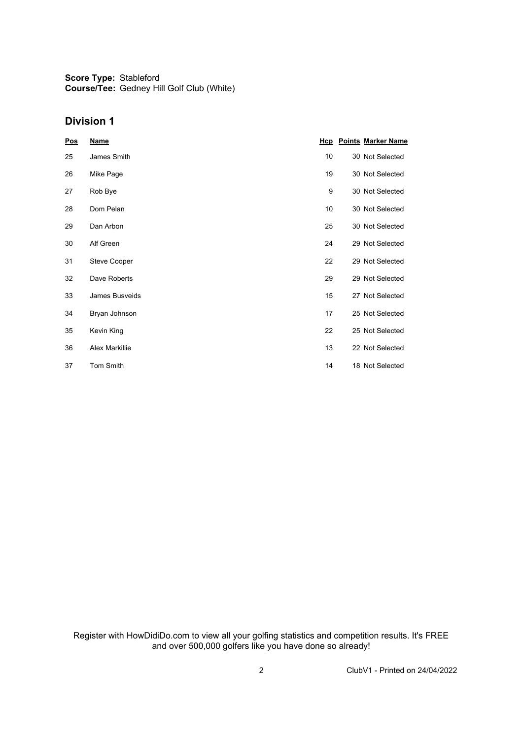**Score Type:** Stableford
**Course/Tee:** Gedney Hill Golf Club (White)

## Division 1

| Pos | Name | Hcp | Points | Marker Name |
|---|---|---|---|---|
| 25 | James Smith | 10 | 30 | Not Selected |
| 26 | Mike Page | 19 | 30 | Not Selected |
| 27 | Rob Bye | 9 | 30 | Not Selected |
| 28 | Dom Pelan | 10 | 30 | Not Selected |
| 29 | Dan Arbon | 25 | 30 | Not Selected |
| 30 | Alf Green | 24 | 29 | Not Selected |
| 31 | Steve Cooper | 22 | 29 | Not Selected |
| 32 | Dave Roberts | 29 | 29 | Not Selected |
| 33 | James Busveids | 15 | 27 | Not Selected |
| 34 | Bryan Johnson | 17 | 25 | Not Selected |
| 35 | Kevin King | 22 | 25 | Not Selected |
| 36 | Alex Markillie | 13 | 22 | Not Selected |
| 37 | Tom Smith | 14 | 18 | Not Selected |

Register with HowDidiDo.com to view all your golfing statistics and competition results. It's FREE and over 500,000 golfers like you have done so already!

ClubV1 - Printed on 24/04/2022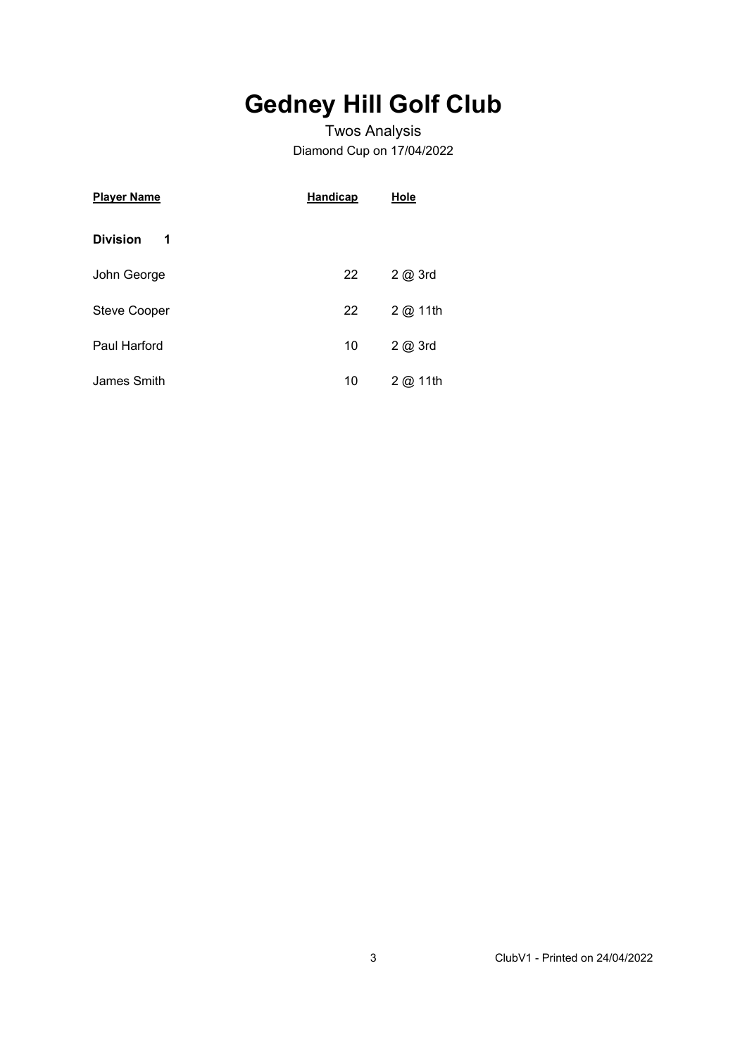# Gedney Hill Golf Club

Twos Analysis

Diamond Cup on 17/04/2022

| Player Name | Handicap | Hole |
|---|---|---|
| **Division 1** | | |
| John George | 22 | 2 @ 3rd |
| Steve Cooper | 22 | 2 @ 11th |
| Paul Harford | 10 | 2 @ 3rd |
| James Smith | 10 | 2 @ 11th |

ClubV1 - Printed on 24/04/2022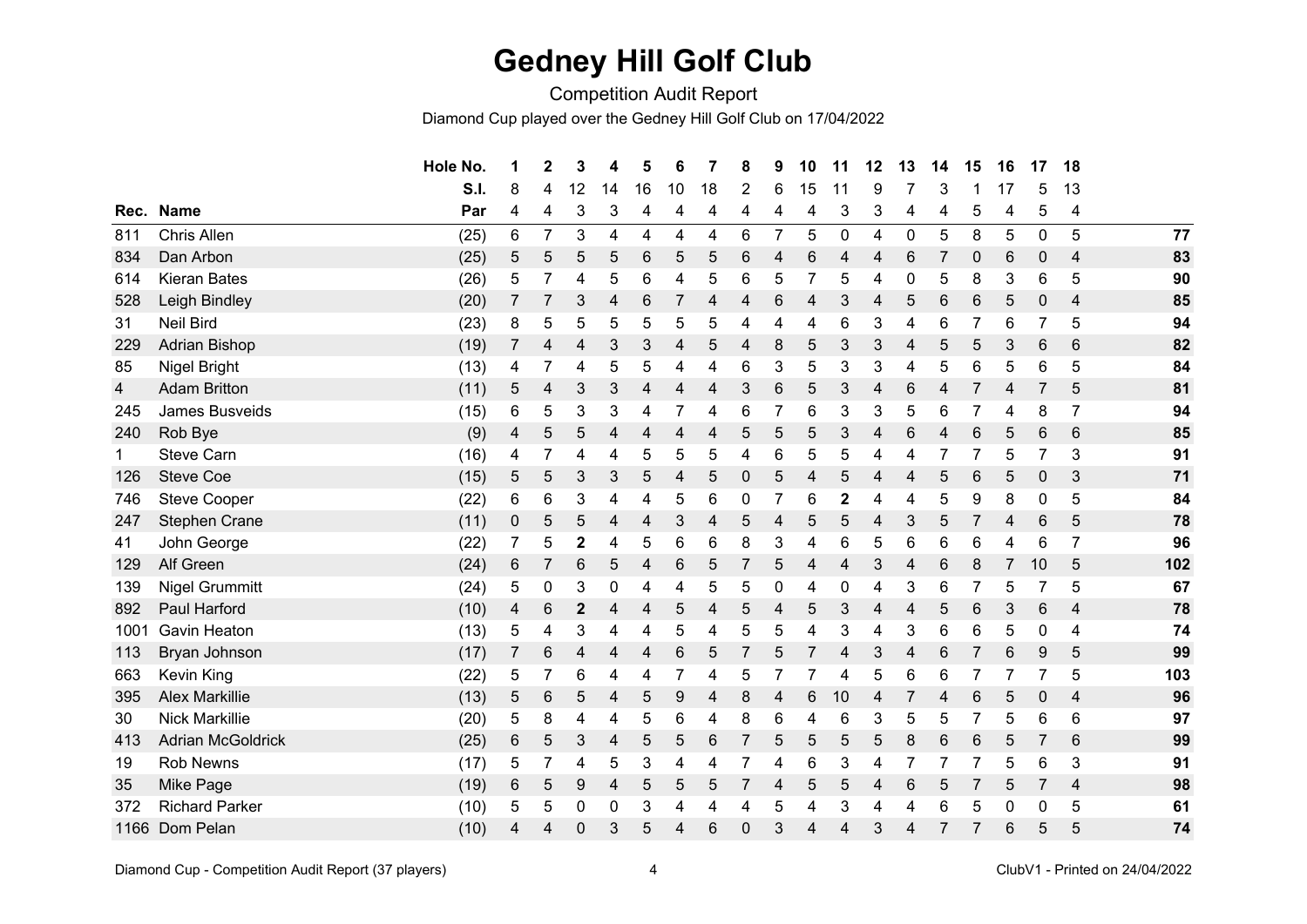# Gedney Hill Golf Club

Competition Audit Report

Diamond Cup played over the Gedney Hill Golf Club on 17/04/2022

| | | Hole No. | 1 | 2 | 3 | 4 | 5 | 6 | 7 | 8 | 9 | 10 | 11 | 12 | 13 | 14 | 15 | 16 | 17 | 18 | |
|---|---|---|---|---|---|---|---|---|---|---|---|---|---|---|---|---|---|---|---|---|---|
| | | S.I. | 8 | 4 | 12 | 14 | 16 | 10 | 18 | 2 | 6 | 15 | 11 | 9 | 7 | 3 | 1 | 17 | 5 | 13 | |
| Rec. | Name | Par | 4 | 4 | 3 | 3 | 4 | 4 | 4 | 4 | 4 | 4 | 3 | 3 | 4 | 4 | 5 | 4 | 5 | 4 | |
| 811 | Chris Allen | (25) | 6 | 7 | 3 | 4 | 4 | 4 | 4 | 6 | 7 | 5 | 0 | 4 | 0 | 5 | 8 | 5 | 0 | 5 | **77** |
| 834 | Dan Arbon | (25) | 5 | 5 | 5 | 5 | 6 | 5 | 5 | 6 | 4 | 6 | 4 | 4 | 6 | 7 | 0 | 6 | 0 | 4 | **83** |
| 614 | Kieran Bates | (26) | 5 | 7 | 4 | 5 | 6 | 4 | 5 | 6 | 5 | 7 | 5 | 4 | 0 | 5 | 8 | 3 | 6 | 5 | **90** |
| 528 | Leigh Bindley | (20) | 7 | 7 | 3 | 4 | 6 | 7 | 4 | 4 | 6 | 4 | 3 | 4 | 5 | 6 | 6 | 5 | 0 | 4 | **85** |
| 31 | Neil Bird | (23) | 8 | 5 | 5 | 5 | 5 | 5 | 5 | 4 | 4 | 4 | 6 | 3 | 4 | 6 | 7 | 6 | 7 | 5 | **94** |
| 229 | Adrian Bishop | (19) | 7 | 4 | 4 | 3 | 3 | 4 | 5 | 4 | 8 | 5 | 3 | 3 | 4 | 5 | 5 | 3 | 6 | 6 | **82** |
| 85 | Nigel Bright | (13) | 4 | 7 | 4 | 5 | 5 | 4 | 4 | 6 | 3 | 5 | 3 | 3 | 4 | 5 | 6 | 5 | 6 | 5 | **84** |
| 4 | Adam Britton | (11) | 5 | 4 | 3 | 3 | 4 | 4 | 4 | 3 | 6 | 5 | 3 | 4 | 6 | 4 | 7 | 4 | 7 | 5 | **81** |
| 245 | James Busveids | (15) | 6 | 5 | 3 | 3 | 4 | 7 | 4 | 6 | 7 | 6 | 3 | 3 | 5 | 6 | 7 | 4 | 8 | 7 | **94** |
| 240 | Rob Bye | (9) | 4 | 5 | 5 | 4 | 4 | 4 | 4 | 5 | 5 | 5 | 3 | 4 | 6 | 4 | 6 | 5 | 6 | 6 | **85** |
| 1 | Steve Carn | (16) | 4 | 7 | 4 | 4 | 5 | 5 | 5 | 4 | 6 | 5 | 5 | 4 | 4 | 7 | 7 | 5 | 7 | 3 | **91** |
| 126 | Steve Coe | (15) | 5 | 5 | 3 | 3 | 5 | 4 | 5 | 0 | 5 | 4 | 5 | 4 | 4 | 5 | 6 | 5 | 0 | 3 | **71** |
| 746 | Steve Cooper | (22) | 6 | 6 | 3 | 4 | 4 | 5 | 6 | 0 | 7 | 6 | **2** | 4 | 4 | 5 | 9 | 8 | 0 | 5 | **84** |
| 247 | Stephen Crane | (11) | 0 | 5 | 5 | 4 | 4 | 3 | 4 | 5 | 4 | 5 | 5 | 4 | 3 | 5 | 7 | 4 | 6 | 5 | **78** |
| 41 | John George | (22) | 7 | 5 | **2** | 4 | 5 | 6 | 6 | 8 | 3 | 4 | 6 | 5 | 6 | 6 | 6 | 4 | 6 | 7 | **96** |
| 129 | Alf Green | (24) | 6 | 7 | 6 | 5 | 4 | 6 | 5 | 7 | 5 | 4 | 4 | 3 | 4 | 6 | 8 | 7 | 10 | 5 | **102** |
| 139 | Nigel Grummitt | (24) | 5 | 0 | 3 | 0 | 4 | 4 | 5 | 5 | 0 | 4 | 0 | 4 | 3 | 6 | 7 | 5 | 7 | 5 | **67** |
| 892 | Paul Harford | (10) | 4 | 6 | **2** | 4 | 4 | 5 | 4 | 5 | 4 | 5 | 3 | 4 | 4 | 5 | 6 | 3 | 6 | 4 | **78** |
| 1001 | Gavin Heaton | (13) | 5 | 4 | 3 | 4 | 4 | 5 | 4 | 5 | 5 | 4 | 3 | 4 | 3 | 6 | 6 | 5 | 0 | 4 | **74** |
| 113 | Bryan Johnson | (17) | 7 | 6 | 4 | 4 | 4 | 6 | 5 | 7 | 5 | 7 | 4 | 3 | 4 | 6 | 7 | 6 | 9 | 5 | **99** |
| 663 | Kevin King | (22) | 5 | 7 | 6 | 4 | 4 | 7 | 4 | 5 | 7 | 7 | 4 | 5 | 6 | 6 | 7 | 7 | 7 | 5 | **103** |
| 395 | Alex Markillie | (13) | 5 | 6 | 5 | 4 | 5 | 9 | 4 | 8 | 4 | 6 | 10 | 4 | 7 | 4 | 6 | 5 | 0 | 4 | **96** |
| 30 | Nick Markillie | (20) | 5 | 8 | 4 | 4 | 5 | 6 | 4 | 8 | 6 | 4 | 6 | 3 | 5 | 5 | 7 | 5 | 6 | 6 | **97** |
| 413 | Adrian McGoldrick | (25) | 6 | 5 | 3 | 4 | 5 | 5 | 6 | 7 | 5 | 5 | 5 | 5 | 8 | 6 | 6 | 5 | 7 | 6 | **99** |
| 19 | Rob Newns | (17) | 5 | 7 | 4 | 5 | 3 | 4 | 4 | 7 | 4 | 6 | 3 | 4 | 7 | 7 | 7 | 5 | 6 | 3 | **91** |
| 35 | Mike Page | (19) | 6 | 5 | 9 | 4 | 5 | 5 | 5 | 7 | 4 | 5 | 5 | 4 | 6 | 5 | 7 | 5 | 7 | 4 | **98** |
| 372 | Richard Parker | (10) | 5 | 5 | 0 | 0 | 3 | 4 | 4 | 4 | 5 | 4 | 3 | 4 | 4 | 6 | 5 | 0 | 0 | 5 | **61** |
| 1166 | Dom Pelan | (10) | 4 | 4 | 0 | 3 | 5 | 4 | 6 | 0 | 3 | 4 | 4 | 3 | 4 | 7 | 7 | 6 | 5 | 5 | **74** |

Diamond Cup - Competition Audit Report (37 players)

ClubV1 - Printed on 24/04/2022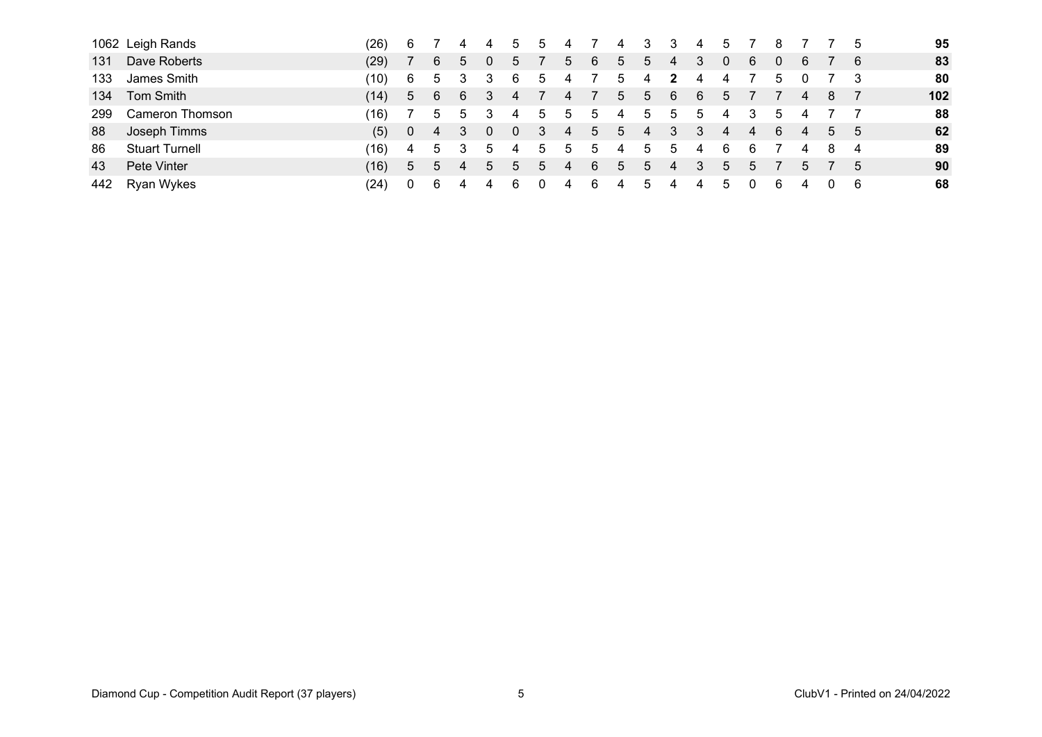| | | | | | | | | | | | | | | | | | | | | | |
|---|---|---|---|---|---|---|---|---|---|---|---|---|---|---|---|---|---|---|---|---|---|
| 1062 | Leigh Rands | (26) | 6 | 7 | 4 | 4 | 5 | 5 | 4 | 7 | 4 | 3 | 3 | 4 | 5 | 7 | 8 | 7 | 7 | 5 | **95** |
| 131 | Dave Roberts | (29) | 7 | 6 | 5 | 0 | 5 | 7 | 5 | 6 | 5 | 5 | 4 | 3 | 0 | 6 | 0 | 6 | 7 | 6 | **83** |
| 133 | James Smith | (10) | 6 | 5 | 3 | 3 | 6 | 5 | 4 | 7 | 5 | 4 | **2** | 4 | 4 | 7 | 5 | 0 | 7 | 3 | **80** |
| 134 | Tom Smith | (14) | 5 | 6 | 6 | 3 | 4 | 7 | 4 | 7 | 5 | 5 | 6 | 6 | 5 | 7 | 7 | 4 | 8 | 7 | **102** |
| 299 | Cameron Thomson | (16) | 7 | 5 | 5 | 3 | 4 | 5 | 5 | 5 | 4 | 5 | 5 | 5 | 4 | 3 | 5 | 4 | 7 | 7 | **88** |
| 88 | Joseph Timms | (5) | 0 | 4 | 3 | 0 | 0 | 3 | 4 | 5 | 5 | 4 | 3 | 3 | 4 | 4 | 6 | 4 | 5 | 5 | **62** |
| 86 | Stuart Turnell | (16) | 4 | 5 | 3 | 5 | 4 | 5 | 5 | 5 | 4 | 5 | 5 | 4 | 6 | 6 | 7 | 4 | 8 | 4 | **89** |
| 43 | Pete Vinter | (16) | 5 | 5 | 4 | 5 | 5 | 5 | 4 | 6 | 5 | 5 | 4 | 3 | 5 | 5 | 7 | 5 | 7 | 5 | **90** |
| 442 | Ryan Wykes | (24) | 0 | 6 | 4 | 4 | 6 | 0 | 4 | 6 | 4 | 5 | 4 | 4 | 5 | 0 | 6 | 4 | 0 | 6 | **68** |